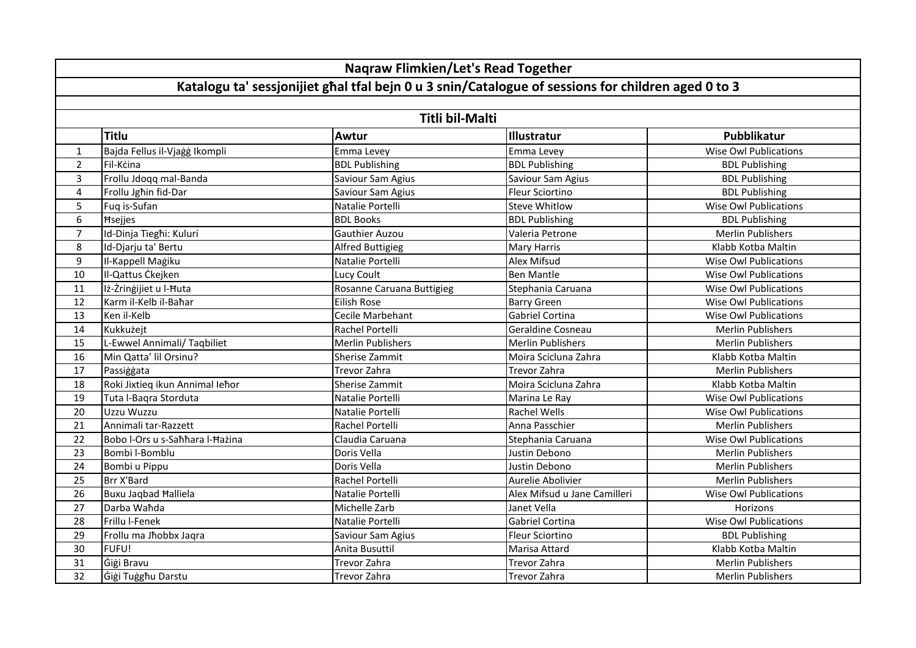# Naqraw Flimkien/Let's Read Together

## Katalogu ta' sessjonijiet għal tfal bejn 0 u 3 snin/Catalogue of sessions for children aged 0 to 3

### Titli bil-Malti

| | Titlu | Awtur | Illustratur | Pubblikatur |
|---|---|---|---|---|
| 1 | Bajda Fellus il-Vjaġġ Ikompli | Emma Levey | Emma Levey | Wise Owl Publications |
| 2 | Fil-Kċina | BDL Publishing | BDL Publishing | BDL Publishing |
| 3 | Frollu Jdoqq mal-Banda | Saviour Sam Agius | Saviour Sam Agius | BDL Publishing |
| 4 | Frollu Jgħin fid-Dar | Saviour Sam Agius | Fleur Sciortino | BDL Publishing |
| 5 | Fuq is-Sufan | Natalie Portelli | Steve Whitlow | Wise Owl Publications |
| 6 | Ħsejjes | BDL Books | BDL Publishing | BDL Publishing |
| 7 | Id-Dinja Tiegħi: Kuluri | Gauthier Auzou | Valeria Petrone | Merlin Publishers |
| 8 | Id-Djarju ta' Bertu | Alfred Buttigieg | Mary Harris | Klabb Kotba Maltin |
| 9 | Il-Kappell Maġiku | Natalie Portelli | Alex Mifsud | Wise Owl Publications |
| 10 | Il-Qattus Ċkejken | Lucy Coult | Ben Mantle | Wise Owl Publications |
| 11 | Iż-Żrinġijiet u l-Ħuta | Rosanne Caruana Buttigieg | Stephania Caruana | Wise Owl Publications |
| 12 | Karm il-Kelb il-Baħar | Eilish Rose | Barry Green | Wise Owl Publications |
| 13 | Ken il-Kelb | Cecile Marbehant | Gabriel Cortina | Wise Owl Publications |
| 14 | Kukkużejt | Rachel Portelli | Geraldine Cosneau | Merlin Publishers |
| 15 | L-Ewwel Annimali/ Taqbiliet | Merlin Publishers | Merlin Publishers | Merlin Publishers |
| 16 | Min Qatta' lil Orsinu? | Sherise Zammit | Moira Scicluna Zahra | Klabb Kotba Maltin |
| 17 | Passiġġata | Trevor Zahra | Trevor Zahra | Merlin Publishers |
| 18 | Roki Jixtieq ikun Annimal Ieħor | Sherise Zammit | Moira Scicluna Zahra | Klabb Kotba Maltin |
| 19 | Tuta l-Baqra Storduta | Natalie Portelli | Marina Le Ray | Wise Owl Publications |
| 20 | Uzzu Wuzzu | Natalie Portelli | Rachel Wells | Wise Owl Publications |
| 21 | Annimali tar-Razzett | Rachel Portelli | Anna Passchier | Merlin Publishers |
| 22 | Bobo l-Ors u s-Saħħara l-Ħażina | Claudia Caruana | Stephania Caruana | Wise Owl Publications |
| 23 | Bombi l-Bomblu | Doris Vella | Justin Debono | Merlin Publishers |
| 24 | Bombi u Pippu | Doris Vella | Justin Debono | Merlin Publishers |
| 25 | Brr X'Bard | Rachel Portelli | Aurelie Abolivier | Merlin Publishers |
| 26 | Buxu Jaqbad Ħalliela | Natalie Portelli | Alex Mifsud u Jane Camilleri | Wise Owl Publications |
| 27 | Darba Waħda | Michelle Zarb | Janet Vella | Horizons |
| 28 | Frillu l-Fenek | Natalie Portelli | Gabriel Cortina | Wise Owl Publications |
| 29 | Frollu ma Jħobbx Jaqra | Saviour Sam Agius | Fleur Sciortino | BDL Publishing |
| 30 | FUFU! | Anita Busuttil | Marisa Attard | Klabb Kotba Maltin |
| 31 | Ġiġi Bravu | Trevor Zahra | Trevor Zahra | Merlin Publishers |
| 32 | Ġiġi Tuġgħu Darstu | Trevor Zahra | Trevor Zahra | Merlin Publishers |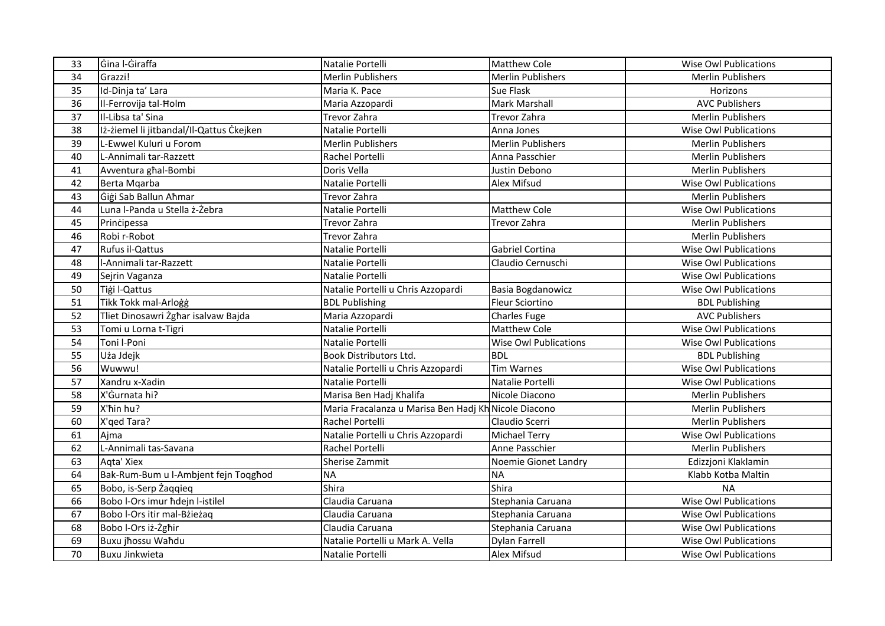| | | | | |
|---|---|---|---|---|
| 33 | Ġina l-Ġiraffa | Natalie Portelli | Matthew Cole | Wise Owl Publications |
| 34 | Grazzi! | Merlin Publishers | Merlin Publishers | Merlin Publishers |
| 35 | Id-Dinja ta' Lara | Maria K. Pace | Sue Flask | Horizons |
| 36 | Il-Ferrovija tal-Ħolm | Maria Azzopardi | Mark Marshall | AVC Publishers |
| 37 | Il-Libsa ta' Sina | Trevor Zahra | Trevor Zahra | Merlin Publishers |
| 38 | Iż-żiemel li jitbandal/Il-Qattus Ċkejken | Natalie Portelli | Anna Jones | Wise Owl Publications |
| 39 | L-Ewwel Kuluri u Forom | Merlin Publishers | Merlin Publishers | Merlin Publishers |
| 40 | L-Annimali tar-Razzett | Rachel Portelli | Anna Passchier | Merlin Publishers |
| 41 | Avventura għal-Bombi | Doris Vella | Justin Debono | Merlin Publishers |
| 42 | Berta Mqarba | Natalie Portelli | Alex Mifsud | Wise Owl Publications |
| 43 | Ġiġi Sab Ballun Aħmar | Trevor Zahra | | Merlin Publishers |
| 44 | Luna l-Panda u Stella ż-Żebra | Natalie Portelli | Matthew Cole | Wise Owl Publications |
| 45 | Prinċipessa | Trevor Zahra | Trevor Zahra | Merlin Publishers |
| 46 | Robi r-Robot | Trevor Zahra | | Merlin Publishers |
| 47 | Rufus il-Qattus | Natalie Portelli | Gabriel Cortina | Wise Owl Publications |
| 48 | l-Annimali tar-Razzett | Natalie Portelli | Claudio Cernuschi | Wise Owl Publications |
| 49 | Sejrin Vaganza | Natalie Portelli | | Wise Owl Publications |
| 50 | Tiġi l-Qattus | Natalie Portelli u Chris Azzopardi | Basia Bogdanowicz | Wise Owl Publications |
| 51 | Tikk Tokk mal-Arloġġ | BDL Publishing | Fleur Sciortino | BDL Publishing |
| 52 | Tliet Dinosawri Żgħar isalvaw Bajda | Maria Azzopardi | Charles Fuge | AVC Publishers |
| 53 | Tomi u Lorna t-Tigri | Natalie Portelli | Matthew Cole | Wise Owl Publications |
| 54 | Toni l-Poni | Natalie Portelli | Wise Owl Publications | Wise Owl Publications |
| 55 | Uża Jdejk | Book Distributors Ltd. | BDL | BDL Publishing |
| 56 | Wuwwu! | Natalie Portelli u Chris Azzopardi | Tim Warnes | Wise Owl Publications |
| 57 | Xandru x-Xadin | Natalie Portelli | Natalie Portelli | Wise Owl Publications |
| 58 | X'Ġurnata hi? | Marisa Ben Hadj Khalifa | Nicole Diacono | Merlin Publishers |
| 59 | X'ħin hu? | Maria Fracalanza u Marisa Ben Hadj Kh | Nicole Diacono | Merlin Publishers |
| 60 | X'qed Tara? | Rachel Portelli | Claudio Scerri | Merlin Publishers |
| 61 | Ajma | Natalie Portelli u Chris Azzopardi | Michael Terry | Wise Owl Publications |
| 62 | L-Annimali tas-Savana | Rachel Portelli | Anne Passchier | Merlin Publishers |
| 63 | Aqta' Xiex | Sherise Zammit | Noemie Gionet Landry | Edizzjoni Klaklamin |
| 64 | Bak-Rum-Bum u l-Ambjent fejn Toqgħod | NA | NA | Klabb Kotba Maltin |
| 65 | Bobo, is-Serp Żaqqieq | Shira | Shira | NA |
| 66 | Bobo l-Ors imur ħdejn l-istilel | Claudia Caruana | Stephania Caruana | Wise Owl Publications |
| 67 | Bobo l-Ors itir mal-Bżieżaq | Claudia Caruana | Stephania Caruana | Wise Owl Publications |
| 68 | Bobo l-Ors iż-Żgħir | Claudia Caruana | Stephania Caruana | Wise Owl Publications |
| 69 | Buxu jħossu Waħdu | Natalie Portelli u Mark A. Vella | Dylan Farrell | Wise Owl Publications |
| 70 | Buxu Jinkwieta | Natalie Portelli | Alex Mifsud | Wise Owl Publications |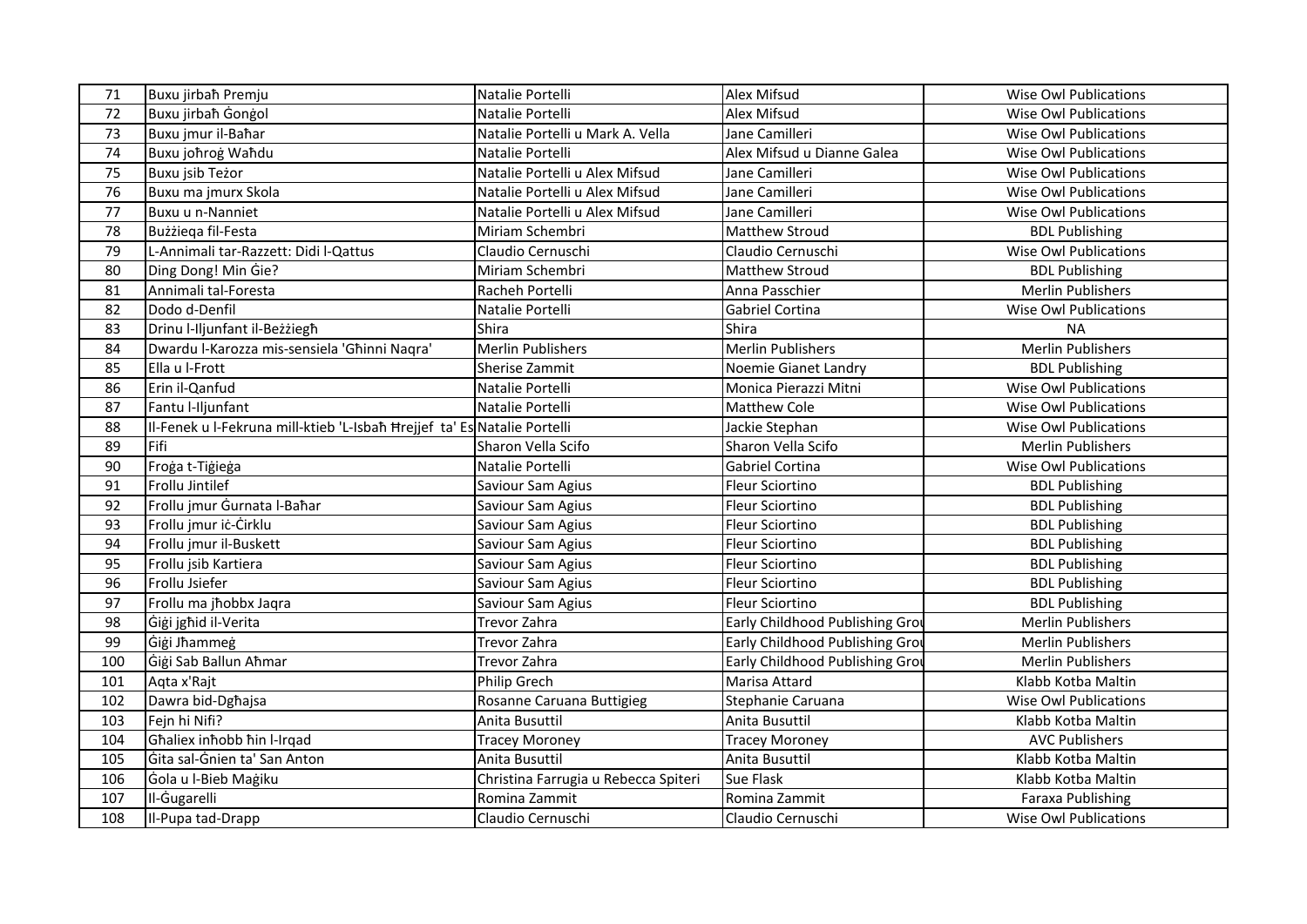| 71 | Buxu jirbaħ Premju | Natalie Portelli | Alex Mifsud | Wise Owl Publications |
|---|---|---|---|---|
| 72 | Buxu jirbaħ Ġonġol | Natalie Portelli | Alex Mifsud | Wise Owl Publications |
| 73 | Buxu jmur il-Baħar | Natalie Portelli u Mark A. Vella | Jane Camilleri | Wise Owl Publications |
| 74 | Buxu joħroġ Waħdu | Natalie Portelli | Alex Mifsud u Dianne Galea | Wise Owl Publications |
| 75 | Buxu jsib Teżor | Natalie Portelli u Alex Mifsud | Jane Camilleri | Wise Owl Publications |
| 76 | Buxu ma jmurx Skola | Natalie Portelli u Alex Mifsud | Jane Camilleri | Wise Owl Publications |
| 77 | Buxu u n-Nanniet | Natalie Portelli u Alex Mifsud | Jane Camilleri | Wise Owl Publications |
| 78 | Bużżieqa fil-Festa | Miriam Schembri | Matthew Stroud | BDL Publishing |
| 79 | L-Annimali tar-Razzett: Didi l-Qattus | Claudio Cernuschi | Claudio Cernuschi | Wise Owl Publications |
| 80 | Ding Dong! Min Ġie? | Miriam Schembri | Matthew Stroud | BDL Publishing |
| 81 | Annimali tal-Foresta | Racheh Portelli | Anna Passchier | Merlin Publishers |
| 82 | Dodo d-Denfil | Natalie Portelli | Gabriel Cortina | Wise Owl Publications |
| 83 | Drinu l-Iljunfant il-Beżżiegħ | Shira | Shira | NA |
| 84 | Dwardu l-Karozza mis-sensiela 'Għinni Naqra' | Merlin Publishers | Merlin Publishers | Merlin Publishers |
| 85 | Ella u l-Frott | Sherise Zammit | Noemie Gianet Landry | BDL Publishing |
| 86 | Erin il-Qanfud | Natalie Portelli | Monica Pierazzi Mitni | Wise Owl Publications |
| 87 | Fantu l-Iljunfant | Natalie Portelli | Matthew Cole | Wise Owl Publications |
| 88 | Il-Fenek u l-Fekruna mill-ktieb 'L-Isbaħ Ħrejjef ta' Es | Natalie Portelli | Jackie Stephan | Wise Owl Publications |
| 89 | Fifi | Sharon Vella Scifo | Sharon Vella Scifo | Merlin Publishers |
| 90 | Froġa t-Tiġieġa | Natalie Portelli | Gabriel Cortina | Wise Owl Publications |
| 91 | Frollu Jintilef | Saviour Sam Agius | Fleur Sciortino | BDL Publishing |
| 92 | Frollu jmur Ġurnata l-Baħar | Saviour Sam Agius | Fleur Sciortino | BDL Publishing |
| 93 | Frollu jmur iċ-Ċirklu | Saviour Sam Agius | Fleur Sciortino | BDL Publishing |
| 94 | Frollu jmur il-Buskett | Saviour Sam Agius | Fleur Sciortino | BDL Publishing |
| 95 | Frollu jsib Kartiera | Saviour Sam Agius | Fleur Sciortino | BDL Publishing |
| 96 | Frollu Jsiefer | Saviour Sam Agius | Fleur Sciortino | BDL Publishing |
| 97 | Frollu ma jħobbx Jaqra | Saviour Sam Agius | Fleur Sciortino | BDL Publishing |
| 98 | Ġiġi jgħid il-Verita | Trevor Zahra | Early Childhood Publishing Grou | Merlin Publishers |
| 99 | Ġiġi Jħammeġ | Trevor Zahra | Early Childhood Publishing Grou | Merlin Publishers |
| 100 | Ġiġi Sab Ballun Aħmar | Trevor Zahra | Early Childhood Publishing Grou | Merlin Publishers |
| 101 | Aqta x'Rajt | Philip Grech | Marisa Attard | Klabb Kotba Maltin |
| 102 | Dawra bid-Dgħajsa | Rosanne Caruana Buttigieg | Stephanie Caruana | Wise Owl Publications |
| 103 | Fejn hi Nifi? | Anita Busuttil | Anita Busuttil | Klabb Kotba Maltin |
| 104 | Għaliex inħobb ħin l-Irqad | Tracey Moroney | Tracey Moroney | AVC Publishers |
| 105 | Ġita sal-Ġnien ta' San Anton | Anita Busuttil | Anita Busuttil | Klabb Kotba Maltin |
| 106 | Ġola u l-Bieb Maġiku | Christina Farrugia u Rebecca Spiteri | Sue Flask | Klabb Kotba Maltin |
| 107 | Il-Ġugarelli | Romina Zammit | Romina Zammit | Faraxa Publishing |
| 108 | Il-Pupa tad-Drapp | Claudio Cernuschi | Claudio Cernuschi | Wise Owl Publications |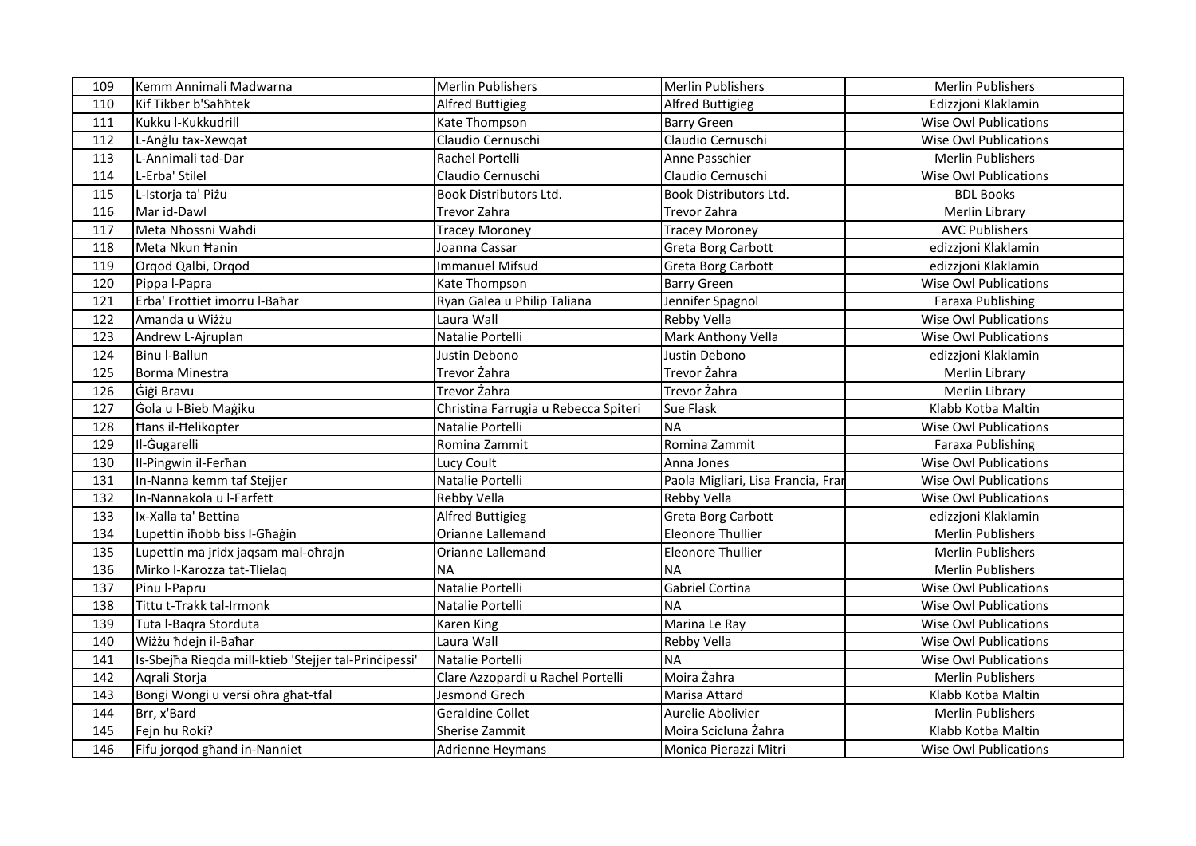| 109 | Kemm Annimali Madwarna | Merlin Publishers | Merlin Publishers | Merlin Publishers |
|---|---|---|---|---|
| 110 | Kif Tikber b'Saħħtek | Alfred Buttigieg | Alfred Buttigieg | Edizzjoni Klaklamin |
| 111 | Kukku l-Kukkudrill | Kate Thompson | Barry Green | Wise Owl Publications |
| 112 | L-Anġlu tax-Xewqat | Claudio Cernuschi | Claudio Cernuschi | Wise Owl Publications |
| 113 | L-Annimali tad-Dar | Rachel Portelli | Anne Passchier | Merlin Publishers |
| 114 | L-Erba' Stilel | Claudio Cernuschi | Claudio Cernuschi | Wise Owl Publications |
| 115 | L-Istorja ta' Piżu | Book Distributors Ltd. | Book Distributors Ltd. | BDL Books |
| 116 | Mar id-Dawl | Trevor Zahra | Trevor Zahra | Merlin Library |
| 117 | Meta Nħossni Waħdi | Tracey Moroney | Tracey Moroney | AVC Publishers |
| 118 | Meta Nkun Ħanin | Joanna Cassar | Greta Borg Carbott | edizzjoni Klaklamin |
| 119 | Orqod Qalbi, Orqod | Immanuel Mifsud | Greta Borg Carbott | edizzjoni Klaklamin |
| 120 | Pippa l-Papra | Kate Thompson | Barry Green | Wise Owl Publications |
| 121 | Erba' Frottiet imorru l-Baħar | Ryan Galea u Philip Taliana | Jennifer Spagnol | Faraxa Publishing |
| 122 | Amanda u Wiżżu | Laura Wall | Rebby Vella | Wise Owl Publications |
| 123 | Andrew L-Ajruplan | Natalie Portelli | Mark Anthony Vella | Wise Owl Publications |
| 124 | Binu l-Ballun | Justin Debono | Justin Debono | edizzjoni Klaklamin |
| 125 | Borma Minestra | Trevor Żahra | Trevor Żahra | Merlin Library |
| 126 | Ġiġi Bravu | Trevor Żahra | Trevor Żahra | Merlin Library |
| 127 | Ġola u l-Bieb Maġiku | Christina Farrugia u Rebecca Spiteri | Sue Flask | Klabb Kotba Maltin |
| 128 | Ħans il-Ħelikopter | Natalie Portelli | NA | Wise Owl Publications |
| 129 | Il-Ġugarelli | Romina Zammit | Romina Zammit | Faraxa Publishing |
| 130 | Il-Pingwin il-Ferħan | Lucy Coult | Anna Jones | Wise Owl Publications |
| 131 | In-Nanna kemm taf Stejjer | Natalie Portelli | Paola Migliari, Lisa Francia, Fran | Wise Owl Publications |
| 132 | In-Nannakola u l-Farfett | Rebby Vella | Rebby Vella | Wise Owl Publications |
| 133 | Ix-Xalla ta' Bettina | Alfred Buttigieg | Greta Borg Carbott | edizzjoni Klaklamin |
| 134 | Lupettin iħobb biss l-Għaġin | Orianne Lallemand | Eleonore Thullier | Merlin Publishers |
| 135 | Lupettin ma jridx jaqsam mal-oħrajn | Orianne Lallemand | Eleonore Thullier | Merlin Publishers |
| 136 | Mirko l-Karozza tat-Tlielaq | NA | NA | Merlin Publishers |
| 137 | Pinu l-Papru | Natalie Portelli | Gabriel Cortina | Wise Owl Publications |
| 138 | Tittu t-Trakk tal-Irmonk | Natalie Portelli | NA | Wise Owl Publications |
| 139 | Tuta l-Baqra Storduta | Karen King | Marina Le Ray | Wise Owl Publications |
| 140 | Wiżżu ħdejn il-Baħar | Laura Wall | Rebby Vella | Wise Owl Publications |
| 141 | Is-Sbejħa Rieqda mill-ktieb 'Stejjer tal-Prinċipessi' | Natalie Portelli | NA | Wise Owl Publications |
| 142 | Aqrali Storja | Clare Azzopardi u Rachel Portelli | Moira Żahra | Merlin Publishers |
| 143 | Bongi Wongi u versi oħra għat-tfal | Jesmond Grech | Marisa Attard | Klabb Kotba Maltin |
| 144 | Brr, x'Bard | Geraldine Collet | Aurelie Abolivier | Merlin Publishers |
| 145 | Fejn hu Roki? | Sherise Zammit | Moira Scicluna Żahra | Klabb Kotba Maltin |
| 146 | Fifu jorqod għand in-Nanniet | Adrienne Heymans | Monica Pierazzi Mitri | Wise Owl Publications |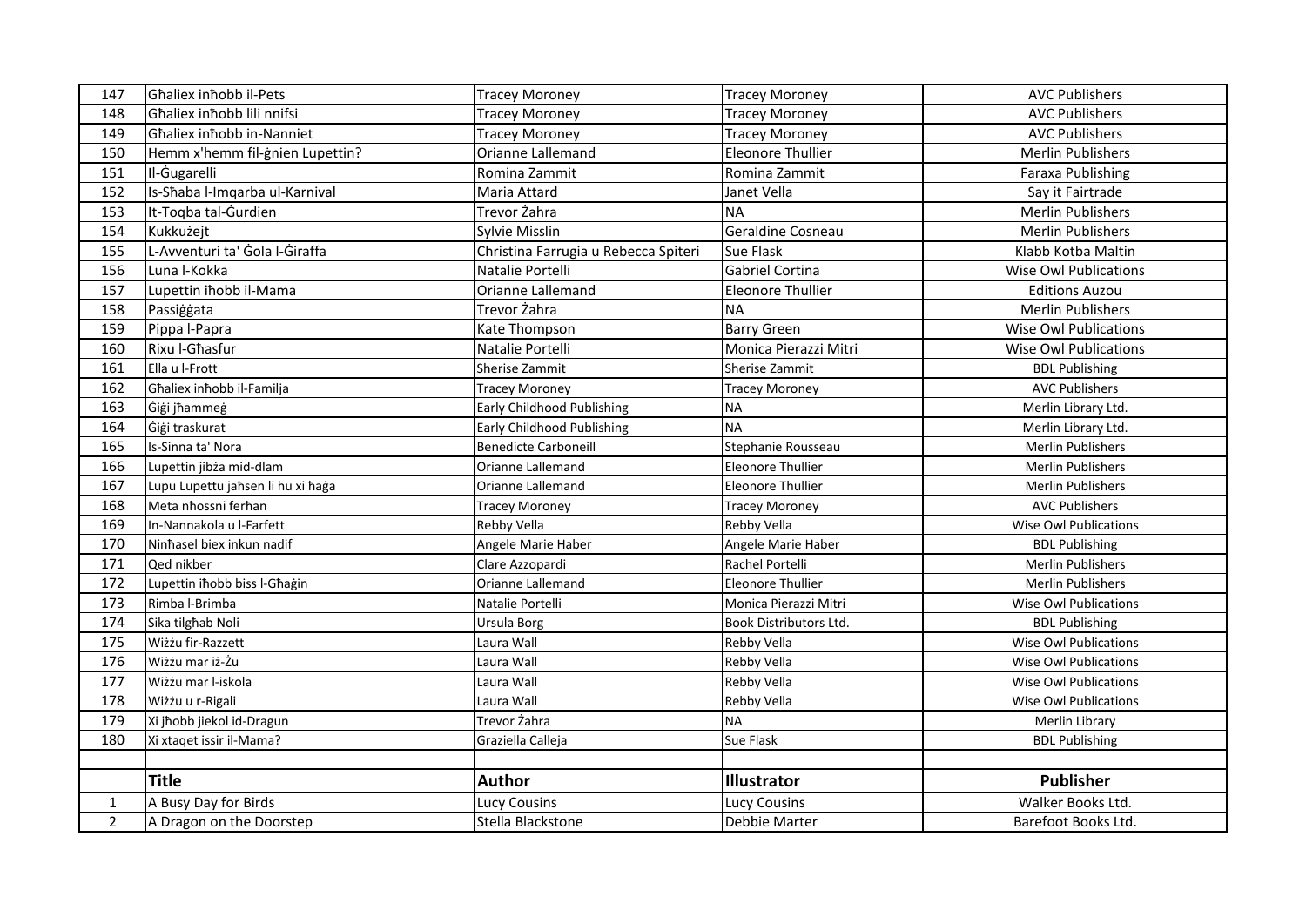| | | | | |
|---|---|---|---|---|
| 147 | Għaliex inħobb il-Pets | Tracey Moroney | Tracey Moroney | AVC Publishers |
| 148 | Għaliex inħobb lili nnifsi | Tracey Moroney | Tracey Moroney | AVC Publishers |
| 149 | Għaliex inħobb in-Nanniet | Tracey Moroney | Tracey Moroney | AVC Publishers |
| 150 | Hemm x'hemm fil-ġnien Lupettin? | Orianne Lallemand | Eleonore Thullier | Merlin Publishers |
| 151 | Il-Ġugarelli | Romina Zammit | Romina Zammit | Faraxa Publishing |
| 152 | Is-Sħaba l-Imqarba ul-Karnival | Maria Attard | Janet Vella | Say it Fairtrade |
| 153 | It-Toqba tal-Ġurdien | Trevor Żahra | NA | Merlin Publishers |
| 154 | Kukkużejt | Sylvie Misslin | Geraldine Cosneau | Merlin Publishers |
| 155 | L-Avventuri ta' Ġola l-Ġiraffa | Christina Farrugia u Rebecca Spiteri | Sue Flask | Klabb Kotba Maltin |
| 156 | Luna l-Kokka | Natalie Portelli | Gabriel Cortina | Wise Owl Publications |
| 157 | Lupettin iħobb il-Mama | Orianne Lallemand | Eleonore Thullier | Editions Auzou |
| 158 | Passiġġata | Trevor Żahra | NA | Merlin Publishers |
| 159 | Pippa l-Papra | Kate Thompson | Barry Green | Wise Owl Publications |
| 160 | Rixu l-Għasfur | Natalie Portelli | Monica Pierazzi Mitri | Wise Owl Publications |
| 161 | Ella u l-Frott | Sherise Zammit | Sherise Zammit | BDL Publishing |
| 162 | Għaliex inħobb il-Familja | Tracey Moroney | Tracey Moroney | AVC Publishers |
| 163 | Ġiġi jħammeġ | Early Childhood Publishing | NA | Merlin Library Ltd. |
| 164 | Ġiġi traskurat | Early Childhood Publishing | NA | Merlin Library Ltd. |
| 165 | Is-Sinna ta' Nora | Benedicte Carboneill | Stephanie Rousseau | Merlin Publishers |
| 166 | Lupettin jibża mid-dlam | Orianne Lallemand | Eleonore Thullier | Merlin Publishers |
| 167 | Lupu Lupettu jaħsen li hu xi ħaġa | Orianne Lallemand | Eleonore Thullier | Merlin Publishers |
| 168 | Meta nħossni ferħan | Tracey Moroney | Tracey Moroney | AVC Publishers |
| 169 | In-Nannakola u l-Farfett | Rebby Vella | Rebby Vella | Wise Owl Publications |
| 170 | Ninħasel biex inkun nadif | Angele Marie Haber | Angele Marie Haber | BDL Publishing |
| 171 | Qed nikber | Clare Azzopardi | Rachel Portelli | Merlin Publishers |
| 172 | Lupettin iħobb biss l-Għaġin | Orianne Lallemand | Eleonore Thullier | Merlin Publishers |
| 173 | Rimba l-Brimba | Natalie Portelli | Monica Pierazzi Mitri | Wise Owl Publications |
| 174 | Sika tilgħab Noli | Ursula Borg | Book Distributors Ltd. | BDL Publishing |
| 175 | Wiżżu fir-Razzett | Laura Wall | Rebby Vella | Wise Owl Publications |
| 176 | Wiżżu mar iż-Żu | Laura Wall | Rebby Vella | Wise Owl Publications |
| 177 | Wiżżu mar l-iskola | Laura Wall | Rebby Vella | Wise Owl Publications |
| 178 | Wiżżu u r-Rigali | Laura Wall | Rebby Vella | Wise Owl Publications |
| 179 | Xi jħobb jiekol id-Dragun | Trevor Żahra | NA | Merlin Library |
| 180 | Xi xtaqet issir il-Mama? | Graziella Calleja | Sue Flask | BDL Publishing |

| | **Title** | **Author** | **Illustrator** | **Publisher** |
|---|---|---|---|---|
| 1 | A Busy Day for Birds | Lucy Cousins | Lucy Cousins | Walker Books Ltd. |
| 2 | A Dragon on the Doorstep | Stella Blackstone | Debbie Marter | Barefoot Books Ltd. |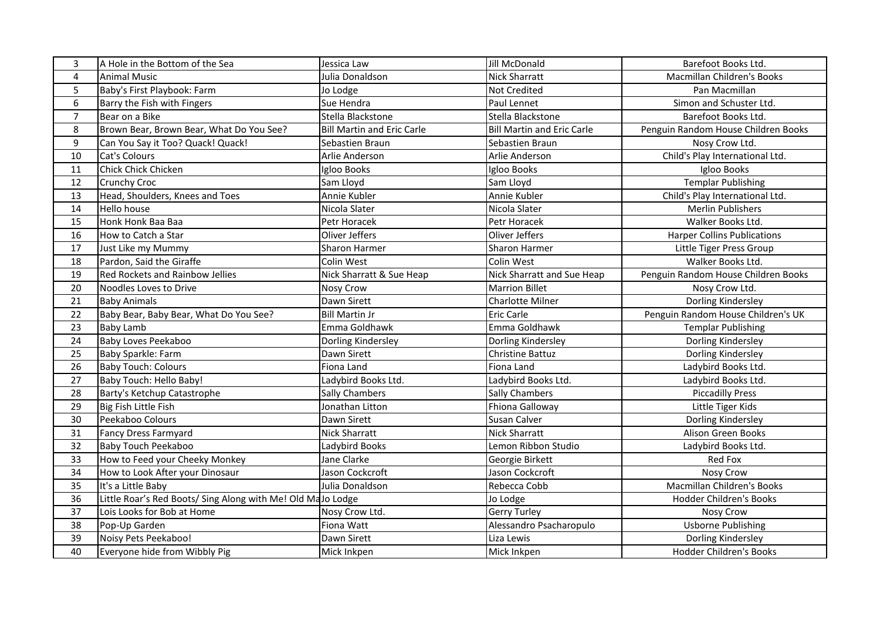| 3 | A Hole in the Bottom of the Sea | Jessica Law | Jill McDonald | Barefoot Books Ltd. |
|---|---|---|---|---|
| 4 | Animal Music | Julia Donaldson | Nick Sharratt | Macmillan Children's Books |
| 5 | Baby's First Playbook: Farm | Jo Lodge | Not Credited | Pan Macmillan |
| 6 | Barry the Fish with Fingers | Sue Hendra | Paul Lennet | Simon and Schuster Ltd. |
| 7 | Bear on a Bike | Stella Blackstone | Stella Blackstone | Barefoot Books Ltd. |
| 8 | Brown Bear, Brown Bear, What Do You See? | Bill Martin and Eric Carle | Bill Martin and Eric Carle | Penguin Random House Children Books |
| 9 | Can You Say it Too? Quack! Quack! | Sebastien Braun | Sebastien Braun | Nosy Crow Ltd. |
| 10 | Cat's Colours | Arlie Anderson | Arlie Anderson | Child's Play International Ltd. |
| 11 | Chick Chick Chicken | Igloo Books | Igloo Books | Igloo Books |
| 12 | Crunchy Croc | Sam Lloyd | Sam Lloyd | Templar Publishing |
| 13 | Head, Shoulders, Knees and Toes | Annie Kubler | Annie Kubler | Child's Play International Ltd. |
| 14 | Hello house | Nicola Slater | Nicola Slater | Merlin Publishers |
| 15 | Honk Honk Baa Baa | Petr Horacek | Petr Horacek | Walker Books Ltd. |
| 16 | How to Catch a Star | Oliver Jeffers | Oliver Jeffers | Harper Collins Publications |
| 17 | Just Like my Mummy | Sharon Harmer | Sharon Harmer | Little Tiger Press Group |
| 18 | Pardon, Said the Giraffe | Colin West | Colin West | Walker Books Ltd. |
| 19 | Red Rockets and Rainbow Jellies | Nick Sharratt & Sue Heap | Nick Sharratt and Sue Heap | Penguin Random House Children Books |
| 20 | Noodles Loves to Drive | Nosy Crow | Marrion Billet | Nosy Crow Ltd. |
| 21 | Baby Animals | Dawn Sirett | Charlotte Milner | Dorling Kindersley |
| 22 | Baby Bear, Baby Bear, What Do You See? | Bill Martin Jr | Eric Carle | Penguin Random House Children's UK |
| 23 | Baby Lamb | Emma Goldhawk | Emma Goldhawk | Templar Publishing |
| 24 | Baby Loves Peekaboo | Dorling Kindersley | Dorling Kindersley | Dorling Kindersley |
| 25 | Baby Sparkle: Farm | Dawn Sirett | Christine Battuz | Dorling Kindersley |
| 26 | Baby Touch: Colours | Fiona Land | Fiona Land | Ladybird Books Ltd. |
| 27 | Baby Touch: Hello Baby! | Ladybird Books Ltd. | Ladybird Books Ltd. | Ladybird Books Ltd. |
| 28 | Barty's Ketchup Catastrophe | Sally Chambers | Sally Chambers | Piccadilly Press |
| 29 | Big Fish Little Fish | Jonathan Litton | Fhiona Galloway | Little Tiger Kids |
| 30 | Peekaboo Colours | Dawn Sirett | Susan Calver | Dorling Kindersley |
| 31 | Fancy Dress Farmyard | Nick Sharratt | Nick Sharratt | Alison Green Books |
| 32 | Baby Touch Peekaboo | Ladybird Books | Lemon Ribbon Studio | Ladybird Books Ltd. |
| 33 | How to Feed your Cheeky Monkey | Jane Clarke | Georgie Birkett | Red Fox |
| 34 | How to Look After your Dinosaur | Jason Cockcroft | Jason Cockcroft | Nosy Crow |
| 35 | It's a Little Baby | Julia Donaldson | Rebecca Cobb | Macmillan Children's Books |
| 36 | Little Roar's Red Boots/ Sing Along with Me! Old Ma | Jo Lodge | Jo Lodge | Hodder Children's Books |
| 37 | Lois Looks for Bob at Home | Nosy Crow Ltd. | Gerry Turley | Nosy Crow |
| 38 | Pop-Up Garden | Fiona Watt | Alessandro Psacharopulo | Usborne Publishing |
| 39 | Noisy Pets Peekaboo! | Dawn Sirett | Liza Lewis | Dorling Kindersley |
| 40 | Everyone hide from Wibbly Pig | Mick Inkpen | Mick Inkpen | Hodder Children's Books |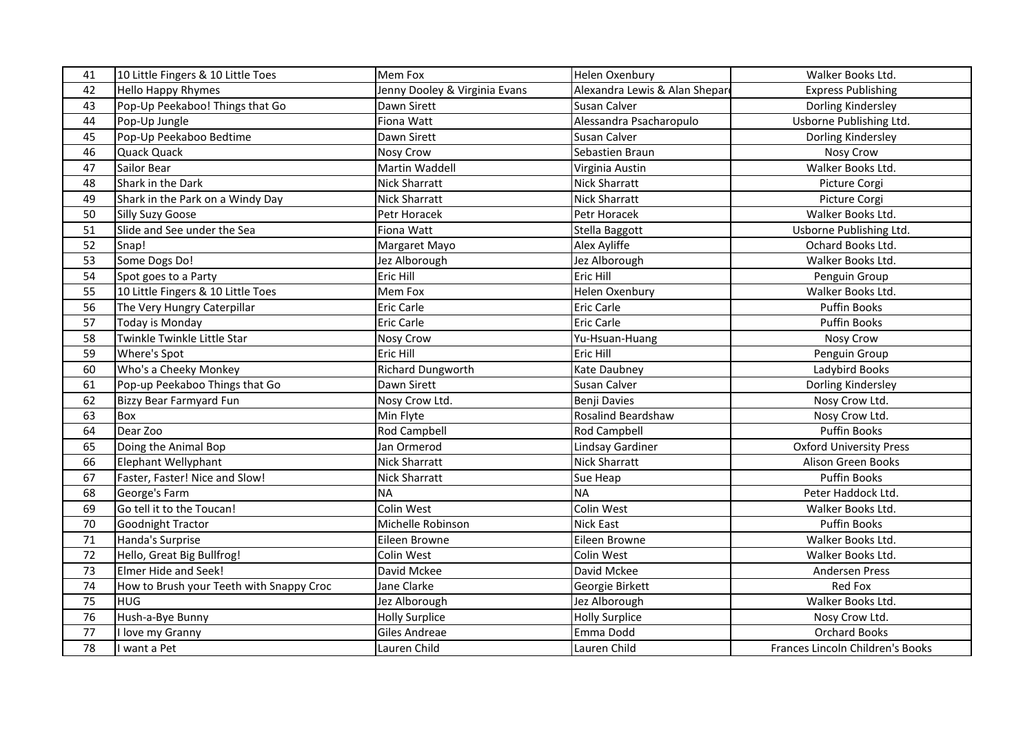| 41 | 10 Little Fingers & 10 Little Toes | Mem Fox | Helen Oxenbury | Walker Books Ltd. |
|---|---|---|---|---|
| 42 | Hello Happy Rhymes | Jenny Dooley & Virginia Evans | Alexandra Lewis & Alan Shepard | Express Publishing |
| 43 | Pop-Up Peekaboo! Things that Go | Dawn Sirett | Susan Calver | Dorling Kindersley |
| 44 | Pop-Up Jungle | Fiona Watt | Alessandra Psacharopulo | Usborne Publishing Ltd. |
| 45 | Pop-Up Peekaboo Bedtime | Dawn Sirett | Susan Calver | Dorling Kindersley |
| 46 | Quack Quack | Nosy Crow | Sebastien Braun | Nosy Crow |
| 47 | Sailor Bear | Martin Waddell | Virginia Austin | Walker Books Ltd. |
| 48 | Shark in the Dark | Nick Sharratt | Nick Sharratt | Picture Corgi |
| 49 | Shark in the Park on a Windy Day | Nick Sharratt | Nick Sharratt | Picture Corgi |
| 50 | Silly Suzy Goose | Petr Horacek | Petr Horacek | Walker Books Ltd. |
| 51 | Slide and See under the Sea | Fiona Watt | Stella Baggott | Usborne Publishing Ltd. |
| 52 | Snap! | Margaret Mayo | Alex Ayliffe | Ochard Books Ltd. |
| 53 | Some Dogs Do! | Jez Alborough | Jez Alborough | Walker Books Ltd. |
| 54 | Spot goes to a Party | Eric Hill | Eric Hill | Penguin Group |
| 55 | 10 Little Fingers & 10 Little Toes | Mem Fox | Helen Oxenbury | Walker Books Ltd. |
| 56 | The Very Hungry Caterpillar | Eric Carle | Eric Carle | Puffin Books |
| 57 | Today is Monday | Eric Carle | Eric Carle | Puffin Books |
| 58 | Twinkle Twinkle Little Star | Nosy Crow | Yu-Hsuan-Huang | Nosy Crow |
| 59 | Where's Spot | Eric Hill | Eric Hill | Penguin Group |
| 60 | Who's a Cheeky Monkey | Richard Dungworth | Kate Daubney | Ladybird Books |
| 61 | Pop-up Peekaboo Things that Go | Dawn Sirett | Susan Calver | Dorling Kindersley |
| 62 | Bizzy Bear Farmyard Fun | Nosy Crow Ltd. | Benji Davies | Nosy Crow Ltd. |
| 63 | Box | Min Flyte | Rosalind Beardshaw | Nosy Crow Ltd. |
| 64 | Dear Zoo | Rod Campbell | Rod Campbell | Puffin Books |
| 65 | Doing the Animal Bop | Jan Ormerod | Lindsay Gardiner | Oxford University Press |
| 66 | Elephant Wellyphant | Nick Sharratt | Nick Sharratt | Alison Green Books |
| 67 | Faster, Faster! Nice and Slow! | Nick Sharratt | Sue Heap | Puffin Books |
| 68 | George's Farm | NA | NA | Peter Haddock Ltd. |
| 69 | Go tell it to the Toucan! | Colin West | Colin West | Walker Books Ltd. |
| 70 | Goodnight Tractor | Michelle Robinson | Nick East | Puffin Books |
| 71 | Handa's Surprise | Eileen Browne | Eileen Browne | Walker Books Ltd. |
| 72 | Hello, Great Big Bullfrog! | Colin West | Colin West | Walker Books Ltd. |
| 73 | Elmer Hide and Seek! | David Mckee | David Mckee | Andersen Press |
| 74 | How to Brush your Teeth with Snappy Croc | Jane Clarke | Georgie Birkett | Red Fox |
| 75 | HUG | Jez Alborough | Jez Alborough | Walker Books Ltd. |
| 76 | Hush-a-Bye Bunny | Holly Surplice | Holly Surplice | Nosy Crow Ltd. |
| 77 | I love my Granny | Giles Andreae | Emma Dodd | Orchard Books |
| 78 | I want a Pet | Lauren Child | Lauren Child | Frances Lincoln Children's Books |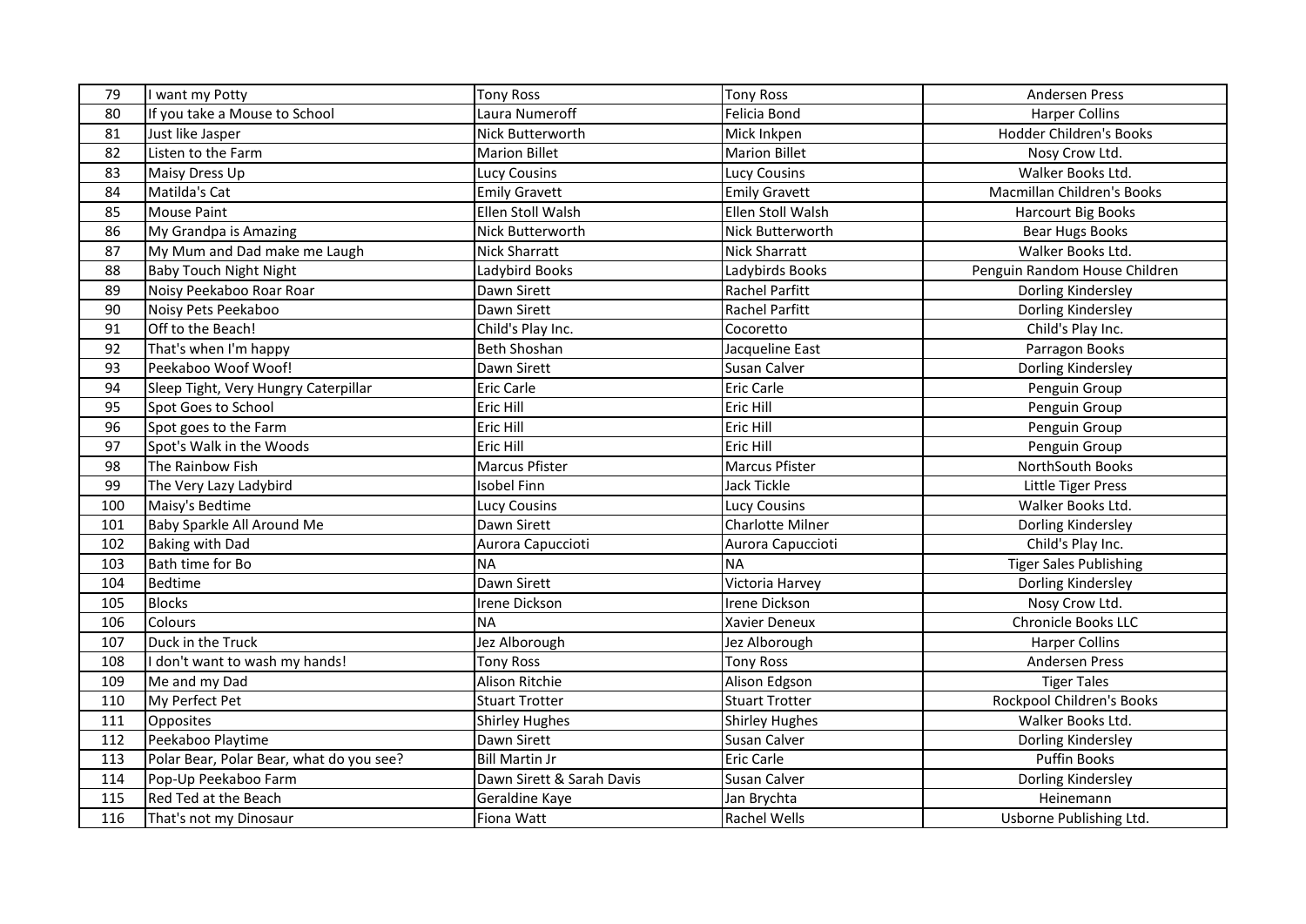| 79 | I want my Potty | Tony Ross | Tony Ross | Andersen Press |
|---|---|---|---|---|
| 80 | If you take a Mouse to School | Laura Numeroff | Felicia Bond | Harper Collins |
| 81 | Just like Jasper | Nick Butterworth | Mick Inkpen | Hodder Children's Books |
| 82 | Listen to the Farm | Marion Billet | Marion Billet | Nosy Crow Ltd. |
| 83 | Maisy Dress Up | Lucy Cousins | Lucy Cousins | Walker Books Ltd. |
| 84 | Matilda's Cat | Emily Gravett | Emily Gravett | Macmillan Children's Books |
| 85 | Mouse Paint | Ellen Stoll Walsh | Ellen Stoll Walsh | Harcourt Big Books |
| 86 | My Grandpa is Amazing | Nick Butterworth | Nick Butterworth | Bear Hugs Books |
| 87 | My Mum and Dad make me Laugh | Nick Sharratt | Nick Sharratt | Walker Books Ltd. |
| 88 | Baby Touch Night Night | Ladybird Books | Ladybirds Books | Penguin Random House Children |
| 89 | Noisy Peekaboo Roar Roar | Dawn Sirett | Rachel Parfitt | Dorling Kindersley |
| 90 | Noisy Pets Peekaboo | Dawn Sirett | Rachel Parfitt | Dorling Kindersley |
| 91 | Off to the Beach! | Child's Play Inc. | Cocoretto | Child's Play Inc. |
| 92 | That's when I'm happy | Beth Shoshan | Jacqueline East | Parragon Books |
| 93 | Peekaboo Woof Woof! | Dawn Sirett | Susan Calver | Dorling Kindersley |
| 94 | Sleep Tight, Very Hungry Caterpillar | Eric Carle | Eric Carle | Penguin Group |
| 95 | Spot Goes to School | Eric Hill | Eric Hill | Penguin Group |
| 96 | Spot goes to the Farm | Eric Hill | Eric Hill | Penguin Group |
| 97 | Spot's Walk in the Woods | Eric Hill | Eric Hill | Penguin Group |
| 98 | The Rainbow Fish | Marcus Pfister | Marcus Pfister | NorthSouth Books |
| 99 | The Very Lazy Ladybird | Isobel Finn | Jack Tickle | Little Tiger Press |
| 100 | Maisy's Bedtime | Lucy Cousins | Lucy Cousins | Walker Books Ltd. |
| 101 | Baby Sparkle All Around Me | Dawn Sirett | Charlotte Milner | Dorling Kindersley |
| 102 | Baking with Dad | Aurora Capuccioti | Aurora Capuccioti | Child's Play Inc. |
| 103 | Bath time for Bo | NA | NA | Tiger Sales Publishing |
| 104 | Bedtime | Dawn Sirett | Victoria Harvey | Dorling Kindersley |
| 105 | Blocks | Irene Dickson | Irene Dickson | Nosy Crow Ltd. |
| 106 | Colours | NA | Xavier Deneux | Chronicle Books LLC |
| 107 | Duck in the Truck | Jez Alborough | Jez Alborough | Harper Collins |
| 108 | I don't want to wash my hands! | Tony Ross | Tony Ross | Andersen Press |
| 109 | Me and my Dad | Alison Ritchie | Alison Edgson | Tiger Tales |
| 110 | My Perfect Pet | Stuart Trotter | Stuart Trotter | Rockpool Children's Books |
| 111 | Opposites | Shirley Hughes | Shirley Hughes | Walker Books Ltd. |
| 112 | Peekaboo Playtime | Dawn Sirett | Susan Calver | Dorling Kindersley |
| 113 | Polar Bear, Polar Bear, what do you see? | Bill Martin Jr | Eric Carle | Puffin Books |
| 114 | Pop-Up Peekaboo Farm | Dawn Sirett & Sarah Davis | Susan Calver | Dorling Kindersley |
| 115 | Red Ted at the Beach | Geraldine Kaye | Jan Brychta | Heinemann |
| 116 | That's not my Dinosaur | Fiona Watt | Rachel Wells | Usborne Publishing Ltd. |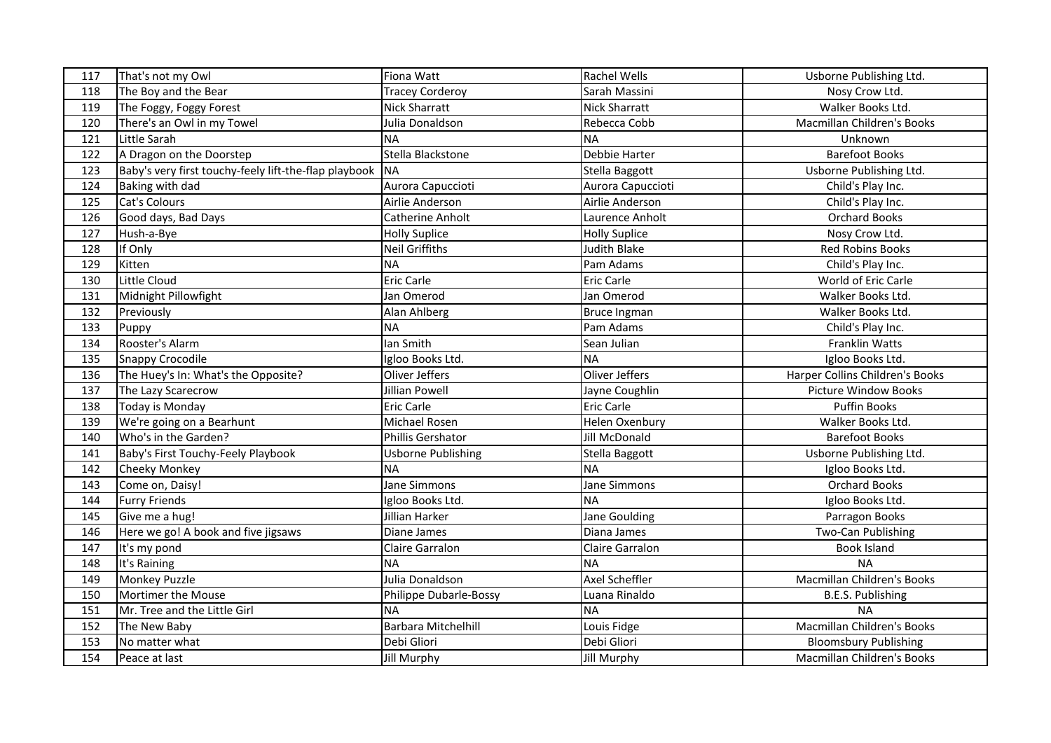| 117 | That's not my Owl | Fiona Watt | Rachel Wells | Usborne Publishing Ltd. |
|---|---|---|---|---|
| 118 | The Boy and the Bear | Tracey Corderoy | Sarah Massini | Nosy Crow Ltd. |
| 119 | The Foggy, Foggy Forest | Nick Sharratt | Nick Sharratt | Walker Books Ltd. |
| 120 | There's an Owl in my Towel | Julia Donaldson | Rebecca Cobb | Macmillan Children's Books |
| 121 | Little Sarah | NA | NA | Unknown |
| 122 | A Dragon on the Doorstep | Stella Blackstone | Debbie Harter | Barefoot Books |
| 123 | Baby's very first touchy-feely lift-the-flap playbook | NA | Stella Baggott | Usborne Publishing Ltd. |
| 124 | Baking with dad | Aurora Capuccioti | Aurora Capuccioti | Child's Play Inc. |
| 125 | Cat's Colours | Airlie Anderson | Airlie Anderson | Child's Play Inc. |
| 126 | Good days, Bad Days | Catherine Anholt | Laurence Anholt | Orchard Books |
| 127 | Hush-a-Bye | Holly Suplice | Holly Suplice | Nosy Crow Ltd. |
| 128 | If Only | Neil Griffiths | Judith Blake | Red Robins Books |
| 129 | Kitten | NA | Pam Adams | Child's Play Inc. |
| 130 | Little Cloud | Eric Carle | Eric Carle | World of Eric Carle |
| 131 | Midnight Pillowfight | Jan Omerod | Jan Omerod | Walker Books Ltd. |
| 132 | Previously | Alan Ahlberg | Bruce Ingman | Walker Books Ltd. |
| 133 | Puppy | NA | Pam Adams | Child's Play Inc. |
| 134 | Rooster's Alarm | Ian Smith | Sean Julian | Franklin Watts |
| 135 | Snappy Crocodile | Igloo Books Ltd. | NA | Igloo Books Ltd. |
| 136 | The Huey's In: What's the Opposite? | Oliver Jeffers | Oliver Jeffers | Harper Collins Children's Books |
| 137 | The Lazy Scarecrow | Jillian Powell | Jayne Coughlin | Picture Window Books |
| 138 | Today is Monday | Eric Carle | Eric Carle | Puffin Books |
| 139 | We're going on a Bearhunt | Michael Rosen | Helen Oxenbury | Walker Books Ltd. |
| 140 | Who's in the Garden? | Phillis Gershator | Jill McDonald | Barefoot Books |
| 141 | Baby's First Touchy-Feely Playbook | Usborne Publishing | Stella Baggott | Usborne Publishing Ltd. |
| 142 | Cheeky Monkey | NA | NA | Igloo Books Ltd. |
| 143 | Come on, Daisy! | Jane Simmons | Jane Simmons | Orchard Books |
| 144 | Furry Friends | Igloo Books Ltd. | NA | Igloo Books Ltd. |
| 145 | Give me a hug! | Jillian Harker | Jane Goulding | Parragon Books |
| 146 | Here we go! A book and five jigsaws | Diane James | Diana James | Two-Can Publishing |
| 147 | It's my pond | Claire Garralon | Claire Garralon | Book Island |
| 148 | It's Raining | NA | NA | NA |
| 149 | Monkey Puzzle | Julia Donaldson | Axel Scheffler | Macmillan Children's Books |
| 150 | Mortimer the Mouse | Philippe Dubarle-Bossy | Luana Rinaldo | B.E.S. Publishing |
| 151 | Mr. Tree and the Little Girl | NA | NA | NA |
| 152 | The New Baby | Barbara Mitchelhill | Louis Fidge | Macmillan Children's Books |
| 153 | No matter what | Debi Gliori | Debi Gliori | Bloomsbury Publishing |
| 154 | Peace at last | Jill Murphy | Jill Murphy | Macmillan Children's Books |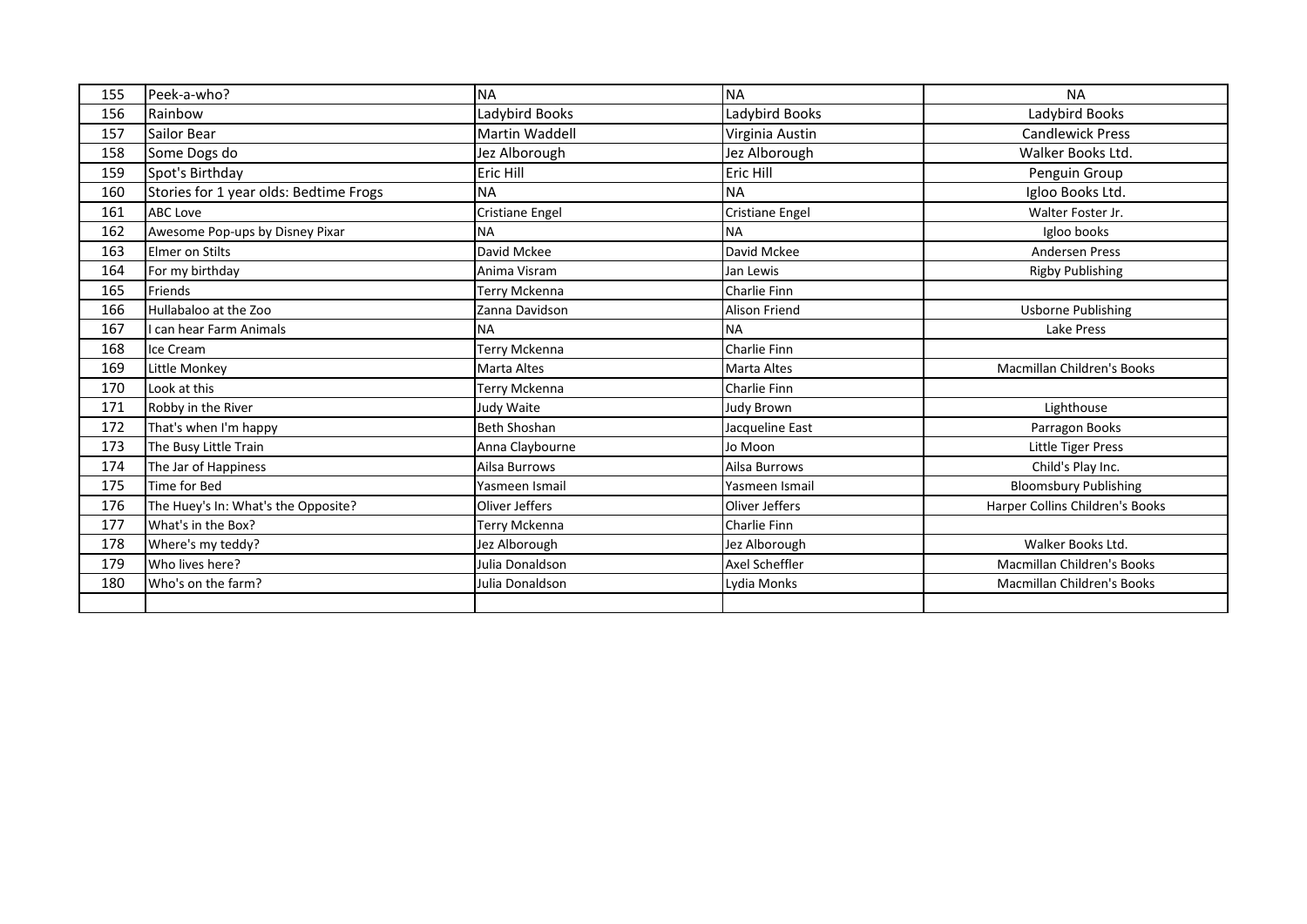| | | | | |
|---|---|---|---|---|
| 155 | Peek-a-who? | NA | NA | NA |
| 156 | Rainbow | Ladybird Books | Ladybird Books | Ladybird Books |
| 157 | Sailor Bear | Martin Waddell | Virginia Austin | Candlewick Press |
| 158 | Some Dogs do | Jez Alborough | Jez Alborough | Walker Books Ltd. |
| 159 | Spot's Birthday | Eric Hill | Eric Hill | Penguin Group |
| 160 | Stories for 1 year olds: Bedtime Frogs | NA | NA | Igloo Books Ltd. |
| 161 | ABC Love | Cristiane Engel | Cristiane Engel | Walter Foster Jr. |
| 162 | Awesome Pop-ups by Disney Pixar | NA | NA | Igloo books |
| 163 | Elmer on Stilts | David Mckee | David Mckee | Andersen Press |
| 164 | For my birthday | Anima Visram | Jan Lewis | Rigby Publishing |
| 165 | Friends | Terry Mckenna | Charlie Finn | |
| 166 | Hullabaloo at the Zoo | Zanna Davidson | Alison Friend | Usborne Publishing |
| 167 | I can hear Farm Animals | NA | NA | Lake Press |
| 168 | Ice Cream | Terry Mckenna | Charlie Finn | |
| 169 | Little Monkey | Marta Altes | Marta Altes | Macmillan Children's Books |
| 170 | Look at this | Terry Mckenna | Charlie Finn | |
| 171 | Robby in the River | Judy Waite | Judy Brown | Lighthouse |
| 172 | That's when I'm happy | Beth Shoshan | Jacqueline East | Parragon Books |
| 173 | The Busy Little Train | Anna Claybourne | Jo Moon | Little Tiger Press |
| 174 | The Jar of Happiness | Ailsa Burrows | Ailsa Burrows | Child's Play Inc. |
| 175 | Time for Bed | Yasmeen Ismail | Yasmeen Ismail | Bloomsbury Publishing |
| 176 | The Huey's In: What's the Opposite? | Oliver Jeffers | Oliver Jeffers | Harper Collins Children's Books |
| 177 | What's in the Box? | Terry Mckenna | Charlie Finn | |
| 178 | Where's my teddy? | Jez Alborough | Jez Alborough | Walker Books Ltd. |
| 179 | Who lives here? | Julia Donaldson | Axel Scheffler | Macmillan Children's Books |
| 180 | Who's on the farm? | Julia Donaldson | Lydia Monks | Macmillan Children's Books |
| | | | | |